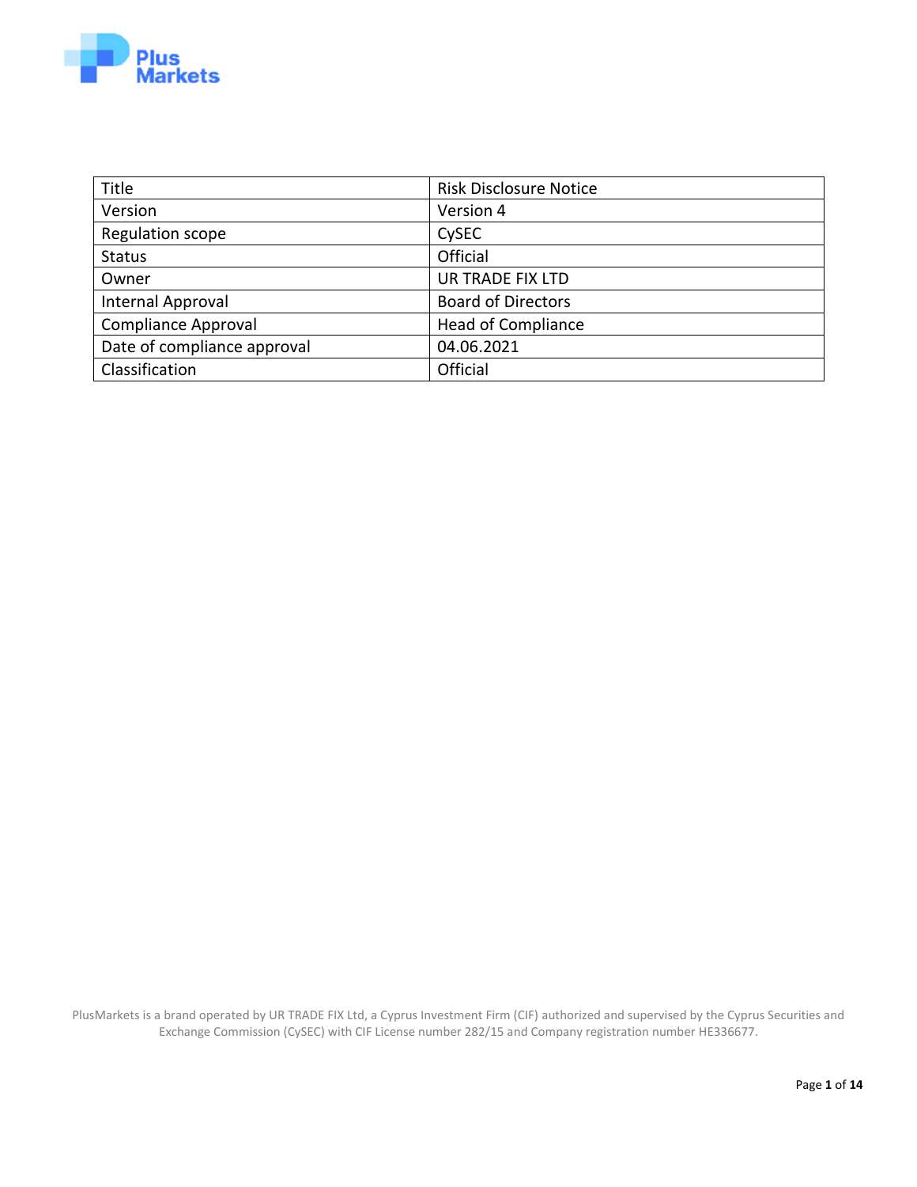Plus Markets

| Title | Risk Disclosure Notice |
|---|---|
| Version | Version 4 |
| Regulation scope | CySEC |
| Status | Official |
| Owner | UR TRADE FIX LTD |
| Internal Approval | Board of Directors |
| Compliance Approval | Head of Compliance |
| Date of compliance approval | 04.06.2021 |
| Classification | Official |

PlusMarkets is a brand operated by UR TRADE FIX Ltd, a Cyprus Investment Firm (CIF) authorized and supervised by the Cyprus Securities and Exchange Commission (CySEC) with CIF License number 282/15 and Company registration number HE336677.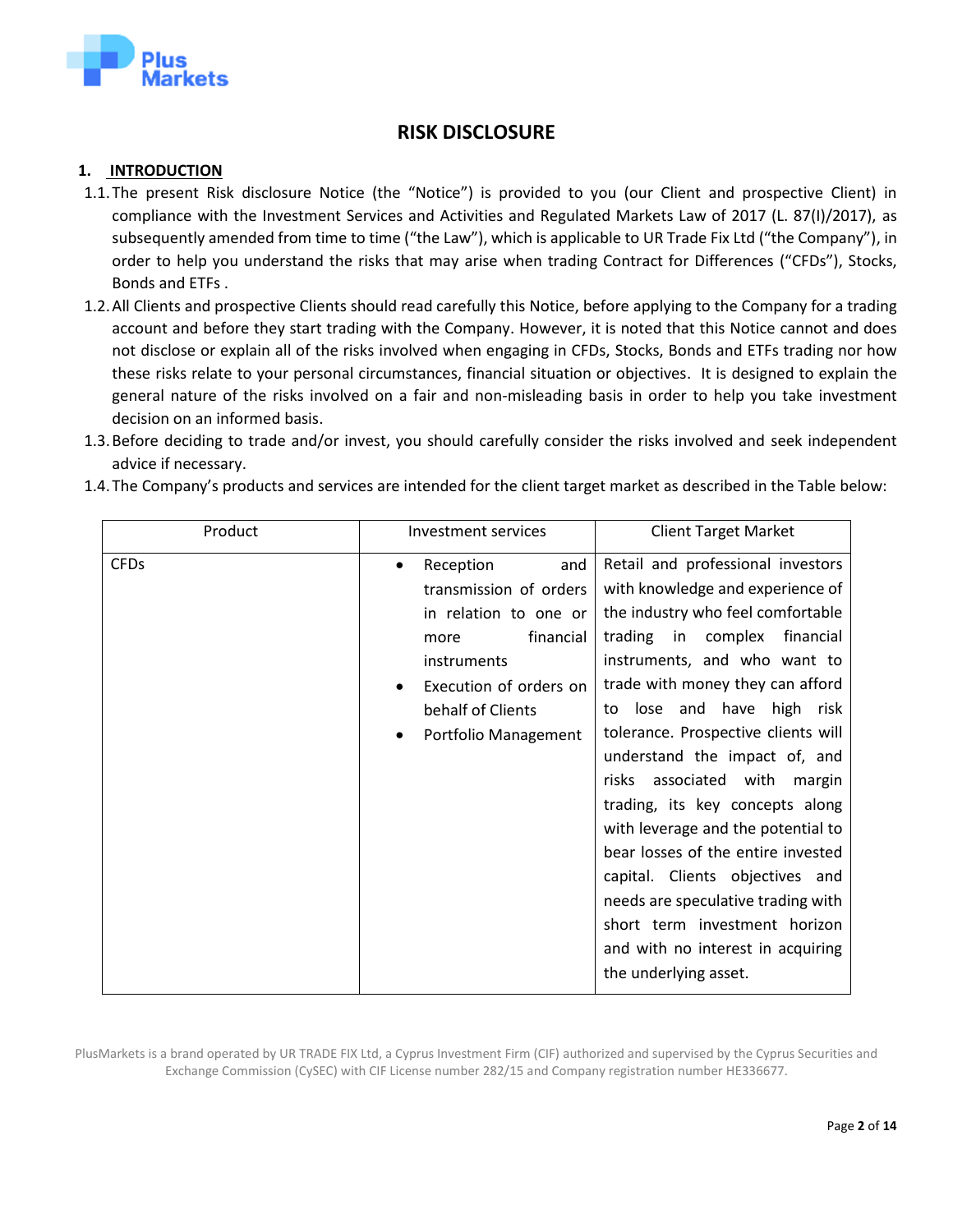# RISK DISCLOSURE

## 1. INTRODUCTION

1.1. The present Risk disclosure Notice (the "Notice") is provided to you (our Client and prospective Client) in compliance with the Investment Services and Activities and Regulated Markets Law of 2017 (L. 87(I)/2017), as subsequently amended from time to time ("the Law"), which is applicable to UR Trade Fix Ltd ("the Company"), in order to help you understand the risks that may arise when trading Contract for Differences ("CFDs"), Stocks, Bonds and ETFs .

1.2. All Clients and prospective Clients should read carefully this Notice, before applying to the Company for a trading account and before they start trading with the Company. However, it is noted that this Notice cannot and does not disclose or explain all of the risks involved when engaging in CFDs, Stocks, Bonds and ETFs trading nor how these risks relate to your personal circumstances, financial situation or objectives. It is designed to explain the general nature of the risks involved on a fair and non-misleading basis in order to help you take investment decision on an informed basis.

1.3. Before deciding to trade and/or invest, you should carefully consider the risks involved and seek independent advice if necessary.

1.4. The Company's products and services are intended for the client target market as described in the Table below:

| Product | Investment services | Client Target Market |
|---|---|---|
| CFDs | • Reception and transmission of orders in relation to one or more financial instruments<br>• Execution of orders on behalf of Clients<br>• Portfolio Management | Retail and professional investors with knowledge and experience of the industry who feel comfortable trading in complex financial instruments, and who want to trade with money they can afford to lose and have high risk tolerance. Prospective clients will understand the impact of, and risks associated with margin trading, its key concepts along with leverage and the potential to bear losses of the entire invested capital. Clients objectives and needs are speculative trading with short term investment horizon and with no interest in acquiring the underlying asset. |

PlusMarkets is a brand operated by UR TRADE FIX Ltd, a Cyprus Investment Firm (CIF) authorized and supervised by the Cyprus Securities and Exchange Commission (CySEC) with CIF License number 282/15 and Company registration number HE336677.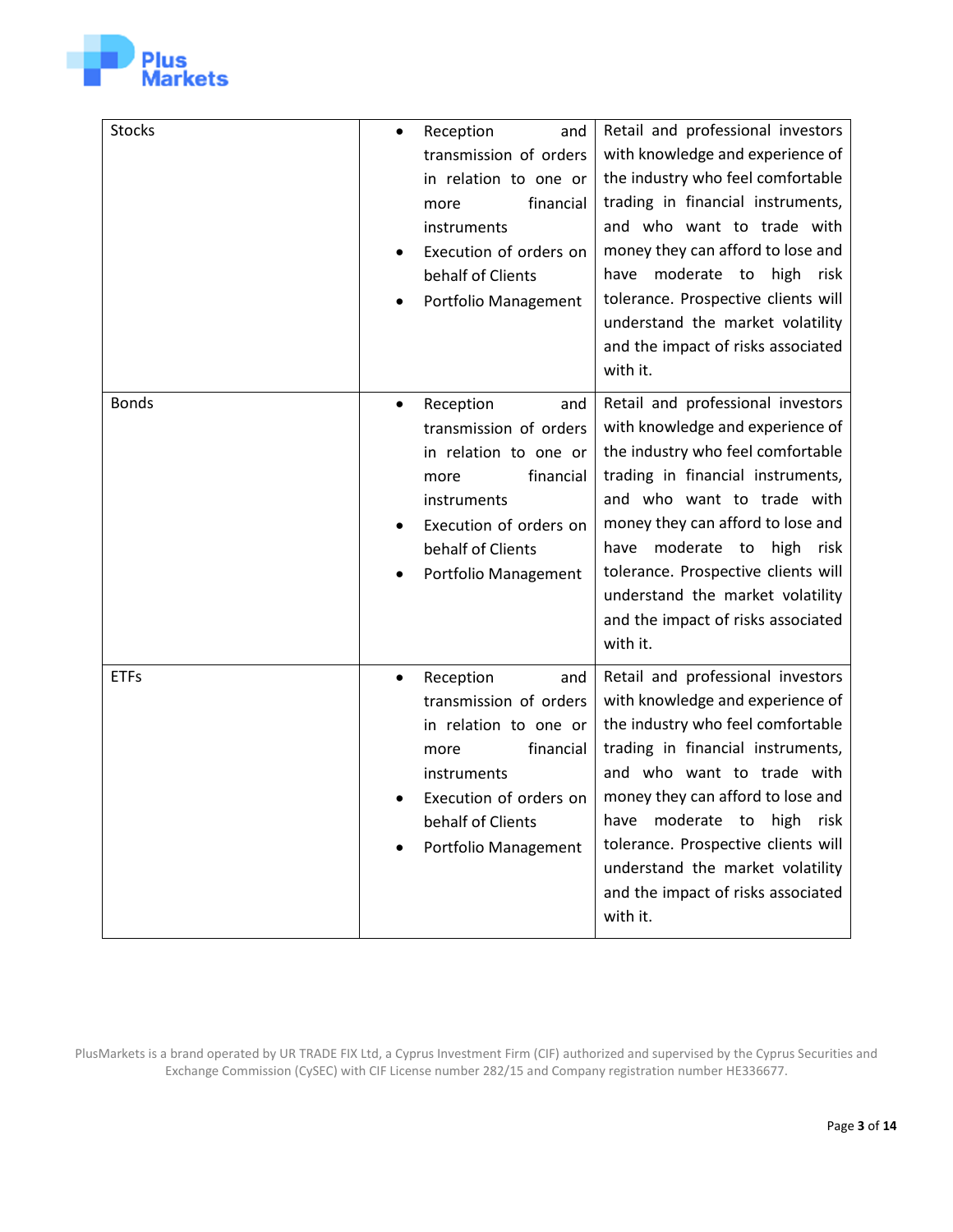| | | |
|---|---|---|
| Stocks | • Reception and transmission of orders in relation to one or more financial instruments<br>• Execution of orders on behalf of Clients<br>• Portfolio Management | Retail and professional investors with knowledge and experience of the industry who feel comfortable trading in financial instruments, and who want to trade with money they can afford to lose and have moderate to high risk tolerance. Prospective clients will understand the market volatility and the impact of risks associated with it. |
| Bonds | • Reception and transmission of orders in relation to one or more financial instruments<br>• Execution of orders on behalf of Clients<br>• Portfolio Management | Retail and professional investors with knowledge and experience of the industry who feel comfortable trading in financial instruments, and who want to trade with money they can afford to lose and have moderate to high risk tolerance. Prospective clients will understand the market volatility and the impact of risks associated with it. |
| ETFs | • Reception and transmission of orders in relation to one or more financial instruments<br>• Execution of orders on behalf of Clients<br>• Portfolio Management | Retail and professional investors with knowledge and experience of the industry who feel comfortable trading in financial instruments, and who want to trade with money they can afford to lose and have moderate to high risk tolerance. Prospective clients will understand the market volatility and the impact of risks associated with it. |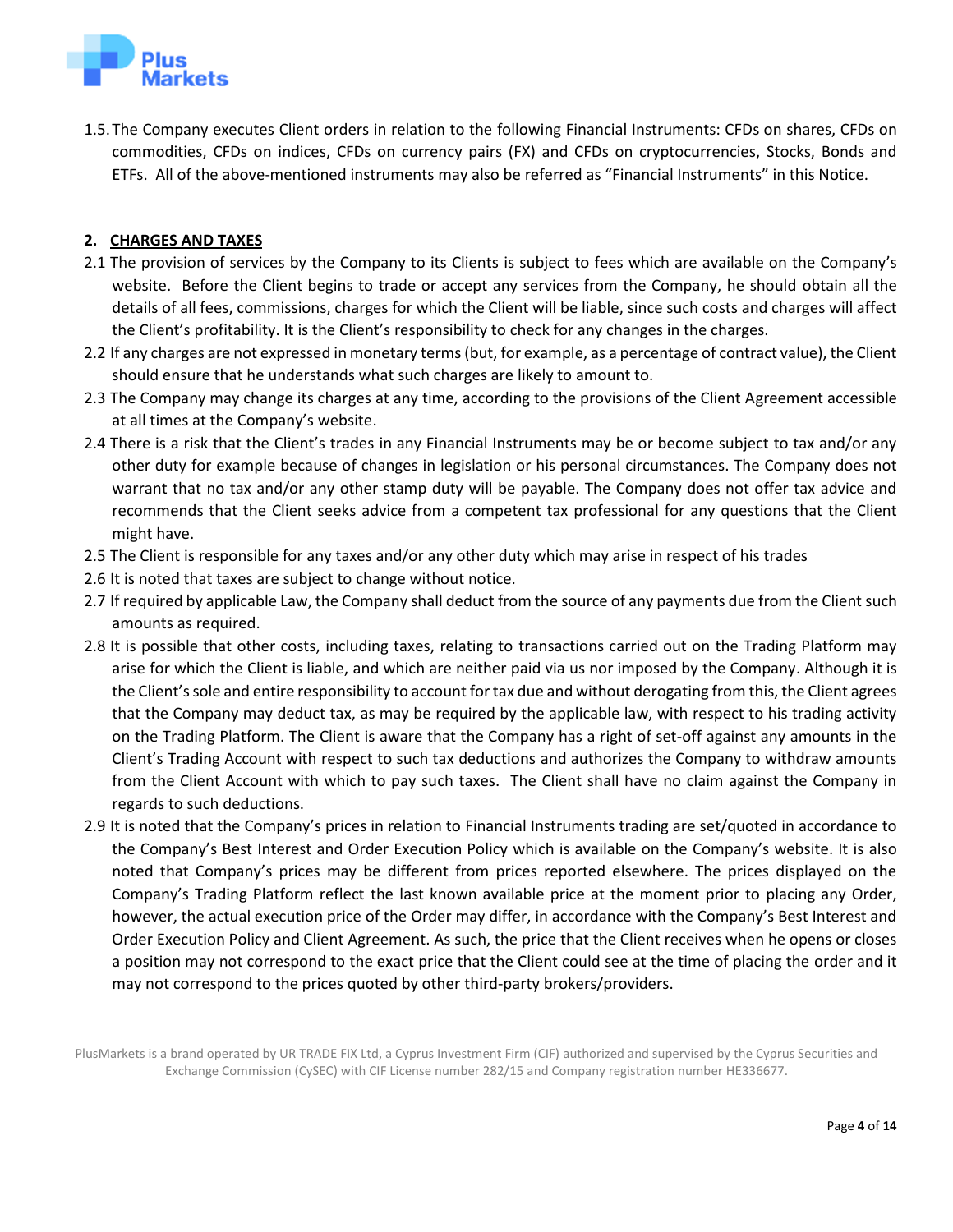1.5. The Company executes Client orders in relation to the following Financial Instruments: CFDs on shares, CFDs on commodities, CFDs on indices, CFDs on currency pairs (FX) and CFDs on cryptocurrencies, Stocks, Bonds and ETFs. All of the above-mentioned instruments may also be referred as "Financial Instruments" in this Notice.

## 2. CHARGES AND TAXES

2.1 The provision of services by the Company to its Clients is subject to fees which are available on the Company's website. Before the Client begins to trade or accept any services from the Company, he should obtain all the details of all fees, commissions, charges for which the Client will be liable, since such costs and charges will affect the Client's profitability. It is the Client's responsibility to check for any changes in the charges.

2.2 If any charges are not expressed in monetary terms (but, for example, as a percentage of contract value), the Client should ensure that he understands what such charges are likely to amount to.

2.3 The Company may change its charges at any time, according to the provisions of the Client Agreement accessible at all times at the Company's website.

2.4 There is a risk that the Client's trades in any Financial Instruments may be or become subject to tax and/or any other duty for example because of changes in legislation or his personal circumstances. The Company does not warrant that no tax and/or any other stamp duty will be payable. The Company does not offer tax advice and recommends that the Client seeks advice from a competent tax professional for any questions that the Client might have.

2.5 The Client is responsible for any taxes and/or any other duty which may arise in respect of his trades

2.6 It is noted that taxes are subject to change without notice.

2.7 If required by applicable Law, the Company shall deduct from the source of any payments due from the Client such amounts as required.

2.8 It is possible that other costs, including taxes, relating to transactions carried out on the Trading Platform may arise for which the Client is liable, and which are neither paid via us nor imposed by the Company. Although it is the Client's sole and entire responsibility to account for tax due and without derogating from this, the Client agrees that the Company may deduct tax, as may be required by the applicable law, with respect to his trading activity on the Trading Platform. The Client is aware that the Company has a right of set-off against any amounts in the Client's Trading Account with respect to such tax deductions and authorizes the Company to withdraw amounts from the Client Account with which to pay such taxes. The Client shall have no claim against the Company in regards to such deductions.

2.9 It is noted that the Company's prices in relation to Financial Instruments trading are set/quoted in accordance to the Company's Best Interest and Order Execution Policy which is available on the Company's website. It is also noted that Company's prices may be different from prices reported elsewhere. The prices displayed on the Company's Trading Platform reflect the last known available price at the moment prior to placing any Order, however, the actual execution price of the Order may differ, in accordance with the Company's Best Interest and Order Execution Policy and Client Agreement. As such, the price that the Client receives when he opens or closes a position may not correspond to the exact price that the Client could see at the time of placing the order and it may not correspond to the prices quoted by other third-party brokers/providers.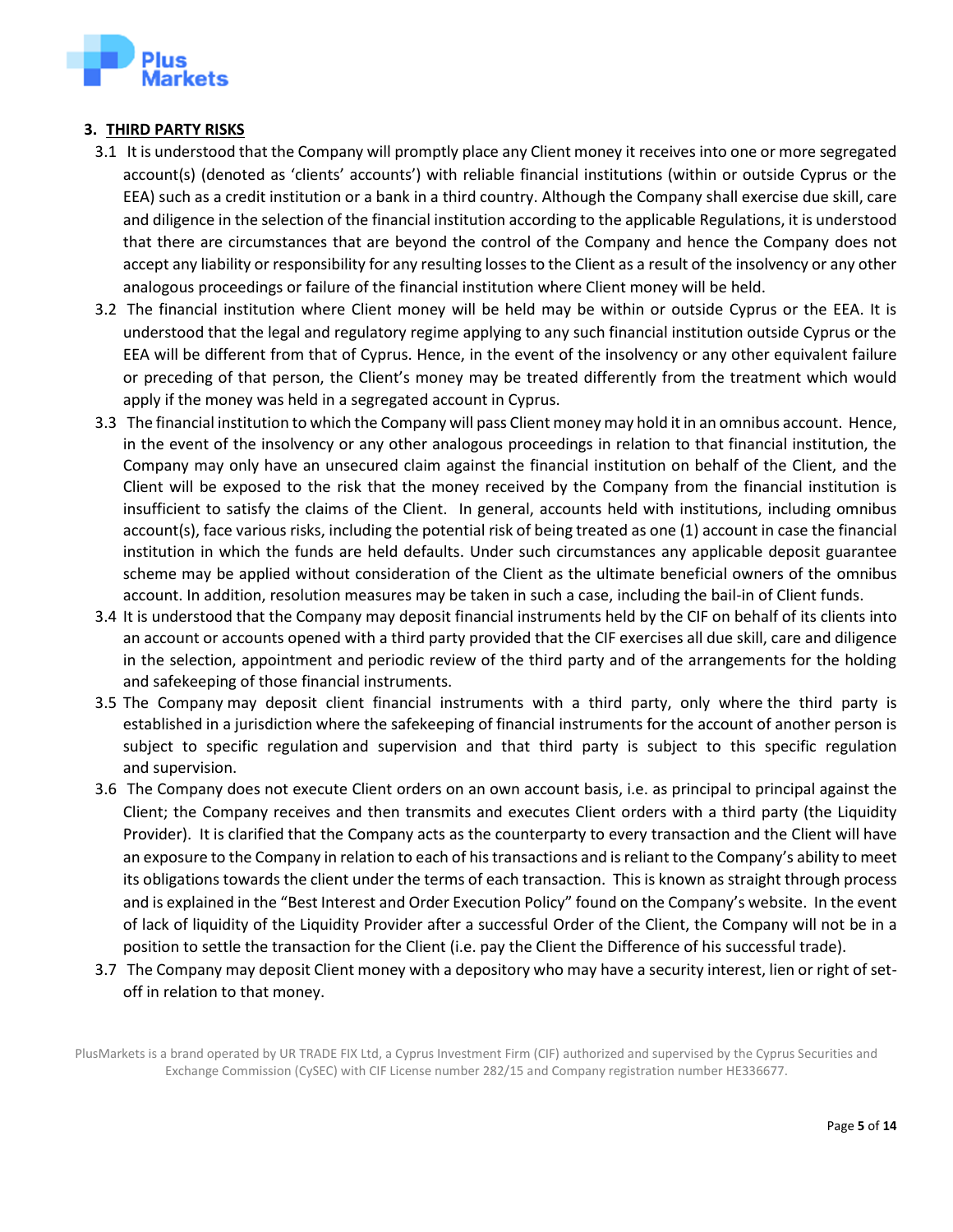## 3. THIRD PARTY RISKS

3.1 It is understood that the Company will promptly place any Client money it receives into one or more segregated account(s) (denoted as 'clients' accounts') with reliable financial institutions (within or outside Cyprus or the EEA) such as a credit institution or a bank in a third country. Although the Company shall exercise due skill, care and diligence in the selection of the financial institution according to the applicable Regulations, it is understood that there are circumstances that are beyond the control of the Company and hence the Company does not accept any liability or responsibility for any resulting losses to the Client as a result of the insolvency or any other analogous proceedings or failure of the financial institution where Client money will be held.

3.2 The financial institution where Client money will be held may be within or outside Cyprus or the EEA. It is understood that the legal and regulatory regime applying to any such financial institution outside Cyprus or the EEA will be different from that of Cyprus. Hence, in the event of the insolvency or any other equivalent failure or preceding of that person, the Client's money may be treated differently from the treatment which would apply if the money was held in a segregated account in Cyprus.

3.3 The financial institution to which the Company will pass Client money may hold it in an omnibus account. Hence, in the event of the insolvency or any other analogous proceedings in relation to that financial institution, the Company may only have an unsecured claim against the financial institution on behalf of the Client, and the Client will be exposed to the risk that the money received by the Company from the financial institution is insufficient to satisfy the claims of the Client. In general, accounts held with institutions, including omnibus account(s), face various risks, including the potential risk of being treated as one (1) account in case the financial institution in which the funds are held defaults. Under such circumstances any applicable deposit guarantee scheme may be applied without consideration of the Client as the ultimate beneficial owners of the omnibus account. In addition, resolution measures may be taken in such a case, including the bail-in of Client funds.

3.4 It is understood that the Company may deposit financial instruments held by the CIF on behalf of its clients into an account or accounts opened with a third party provided that the CIF exercises all due skill, care and diligence in the selection, appointment and periodic review of the third party and of the arrangements for the holding and safekeeping of those financial instruments.

3.5 The Company may deposit client financial instruments with a third party, only where the third party is established in a jurisdiction where the safekeeping of financial instruments for the account of another person is subject to specific regulation and supervision and that third party is subject to this specific regulation and supervision.

3.6 The Company does not execute Client orders on an own account basis, i.e. as principal to principal against the Client; the Company receives and then transmits and executes Client orders with a third party (the Liquidity Provider). It is clarified that the Company acts as the counterparty to every transaction and the Client will have an exposure to the Company in relation to each of his transactions and is reliant to the Company's ability to meet its obligations towards the client under the terms of each transaction. This is known as straight through process and is explained in the "Best Interest and Order Execution Policy" found on the Company's website. In the event of lack of liquidity of the Liquidity Provider after a successful Order of the Client, the Company will not be in a position to settle the transaction for the Client (i.e. pay the Client the Difference of his successful trade).

3.7 The Company may deposit Client money with a depository who may have a security interest, lien or right of set-off in relation to that money.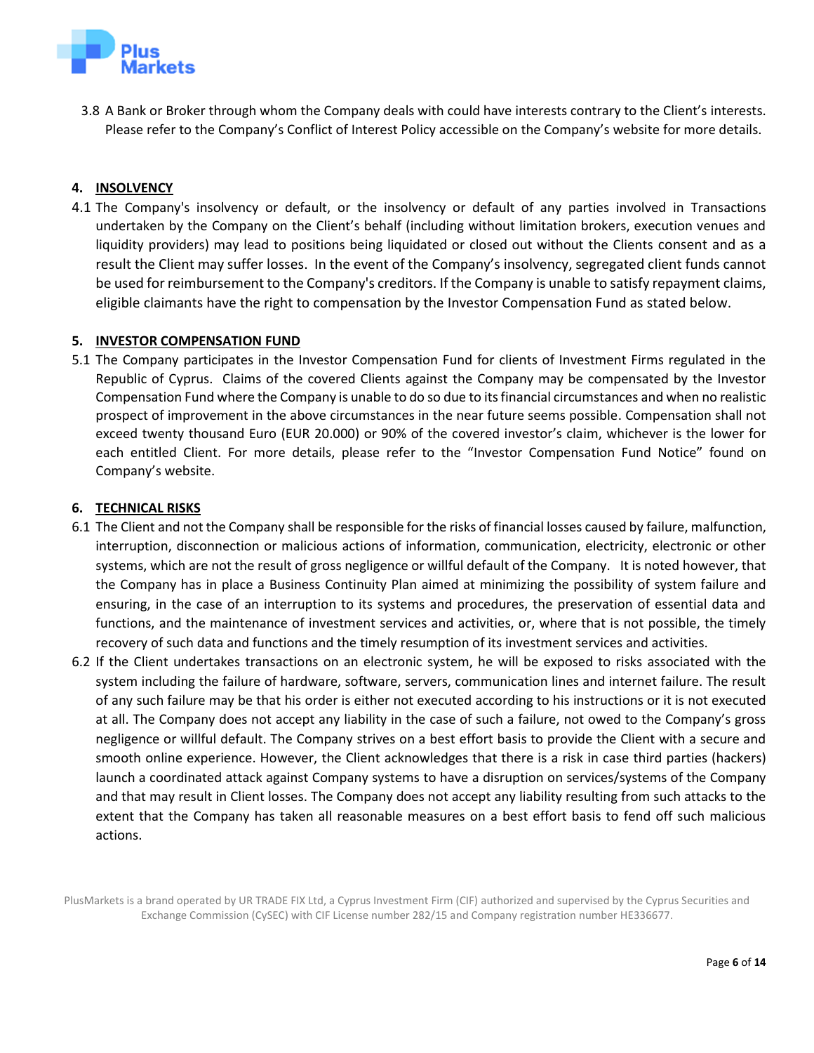3.8 A Bank or Broker through whom the Company deals with could have interests contrary to the Client's interests. Please refer to the Company's Conflict of Interest Policy accessible on the Company's website for more details.

## 4. INSOLVENCY

4.1 The Company's insolvency or default, or the insolvency or default of any parties involved in Transactions undertaken by the Company on the Client's behalf (including without limitation brokers, execution venues and liquidity providers) may lead to positions being liquidated or closed out without the Clients consent and as a result the Client may suffer losses. In the event of the Company's insolvency, segregated client funds cannot be used for reimbursement to the Company's creditors. If the Company is unable to satisfy repayment claims, eligible claimants have the right to compensation by the Investor Compensation Fund as stated below.

## 5. INVESTOR COMPENSATION FUND

5.1 The Company participates in the Investor Compensation Fund for clients of Investment Firms regulated in the Republic of Cyprus. Claims of the covered Clients against the Company may be compensated by the Investor Compensation Fund where the Company is unable to do so due to its financial circumstances and when no realistic prospect of improvement in the above circumstances in the near future seems possible. Compensation shall not exceed twenty thousand Euro (EUR 20.000) or 90% of the covered investor's claim, whichever is the lower for each entitled Client. For more details, please refer to the "Investor Compensation Fund Notice" found on Company's website.

## 6. TECHNICAL RISKS

6.1 The Client and not the Company shall be responsible for the risks of financial losses caused by failure, malfunction, interruption, disconnection or malicious actions of information, communication, electricity, electronic or other systems, which are not the result of gross negligence or willful default of the Company. It is noted however, that the Company has in place a Business Continuity Plan aimed at minimizing the possibility of system failure and ensuring, in the case of an interruption to its systems and procedures, the preservation of essential data and functions, and the maintenance of investment services and activities, or, where that is not possible, the timely recovery of such data and functions and the timely resumption of its investment services and activities.

6.2 If the Client undertakes transactions on an electronic system, he will be exposed to risks associated with the system including the failure of hardware, software, servers, communication lines and internet failure. The result of any such failure may be that his order is either not executed according to his instructions or it is not executed at all. The Company does not accept any liability in the case of such a failure, not owed to the Company's gross negligence or willful default. The Company strives on a best effort basis to provide the Client with a secure and smooth online experience. However, the Client acknowledges that there is a risk in case third parties (hackers) launch a coordinated attack against Company systems to have a disruption on services/systems of the Company and that may result in Client losses. The Company does not accept any liability resulting from such attacks to the extent that the Company has taken all reasonable measures on a best effort basis to fend off such malicious actions.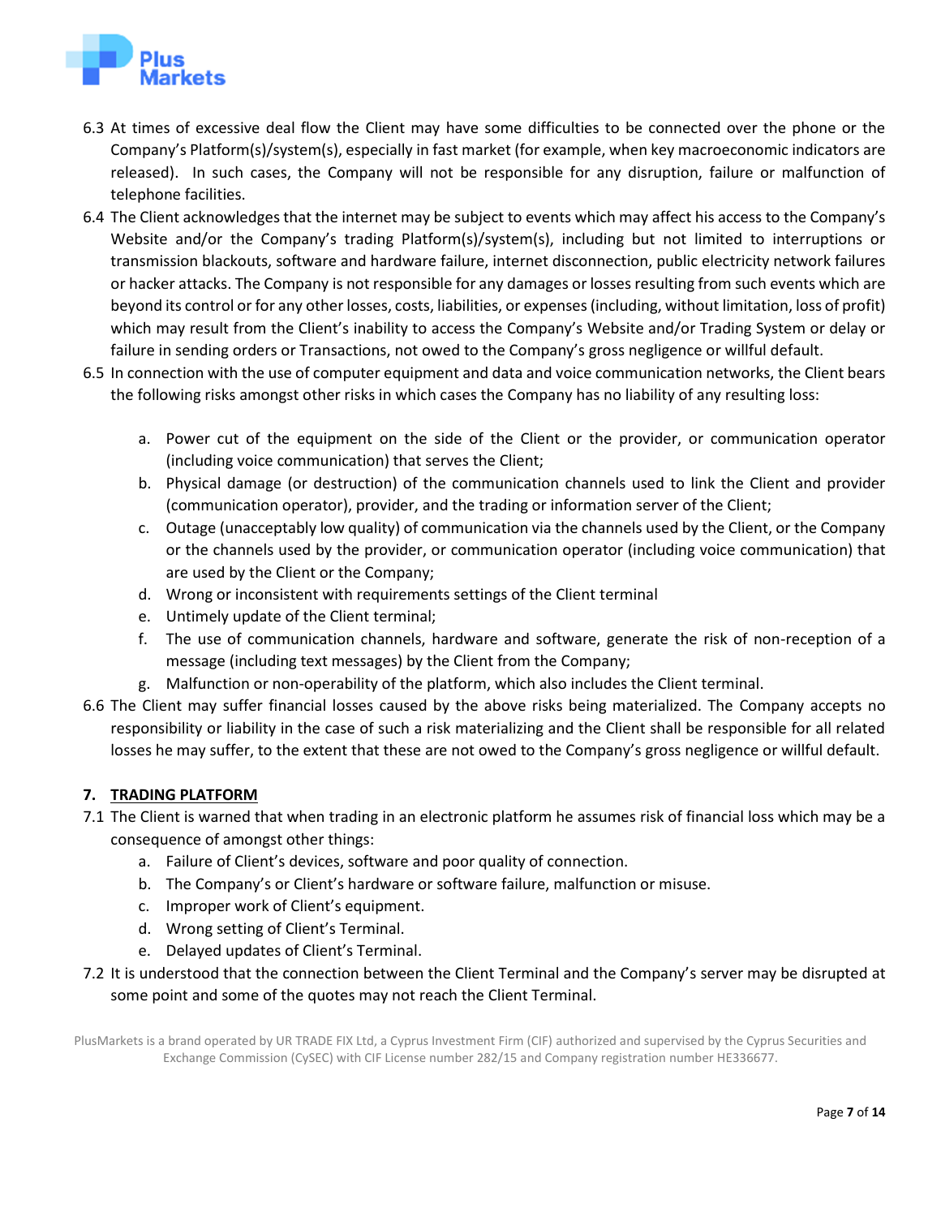6.3 At times of excessive deal flow the Client may have some difficulties to be connected over the phone or the Company's Platform(s)/system(s), especially in fast market (for example, when key macroeconomic indicators are released). In such cases, the Company will not be responsible for any disruption, failure or malfunction of telephone facilities.

6.4 The Client acknowledges that the internet may be subject to events which may affect his access to the Company's Website and/or the Company's trading Platform(s)/system(s), including but not limited to interruptions or transmission blackouts, software and hardware failure, internet disconnection, public electricity network failures or hacker attacks. The Company is not responsible for any damages or losses resulting from such events which are beyond its control or for any other losses, costs, liabilities, or expenses (including, without limitation, loss of profit) which may result from the Client's inability to access the Company's Website and/or Trading System or delay or failure in sending orders or Transactions, not owed to the Company's gross negligence or willful default.

6.5 In connection with the use of computer equipment and data and voice communication networks, the Client bears the following risks amongst other risks in which cases the Company has no liability of any resulting loss:

a. Power cut of the equipment on the side of the Client or the provider, or communication operator (including voice communication) that serves the Client;
b. Physical damage (or destruction) of the communication channels used to link the Client and provider (communication operator), provider, and the trading or information server of the Client;
c. Outage (unacceptably low quality) of communication via the channels used by the Client, or the Company or the channels used by the provider, or communication operator (including voice communication) that are used by the Client or the Company;
d. Wrong or inconsistent with requirements settings of the Client terminal
e. Untimely update of the Client terminal;
f. The use of communication channels, hardware and software, generate the risk of non-reception of a message (including text messages) by the Client from the Company;
g. Malfunction or non-operability of the platform, which also includes the Client terminal.

6.6 The Client may suffer financial losses caused by the above risks being materialized. The Company accepts no responsibility or liability in the case of such a risk materializing and the Client shall be responsible for all related losses he may suffer, to the extent that these are not owed to the Company's gross negligence or willful default.

## 7. TRADING PLATFORM

7.1 The Client is warned that when trading in an electronic platform he assumes risk of financial loss which may be a consequence of amongst other things:

a. Failure of Client's devices, software and poor quality of connection.
b. The Company's or Client's hardware or software failure, malfunction or misuse.
c. Improper work of Client's equipment.
d. Wrong setting of Client's Terminal.
e. Delayed updates of Client's Terminal.

7.2 It is understood that the connection between the Client Terminal and the Company's server may be disrupted at some point and some of the quotes may not reach the Client Terminal.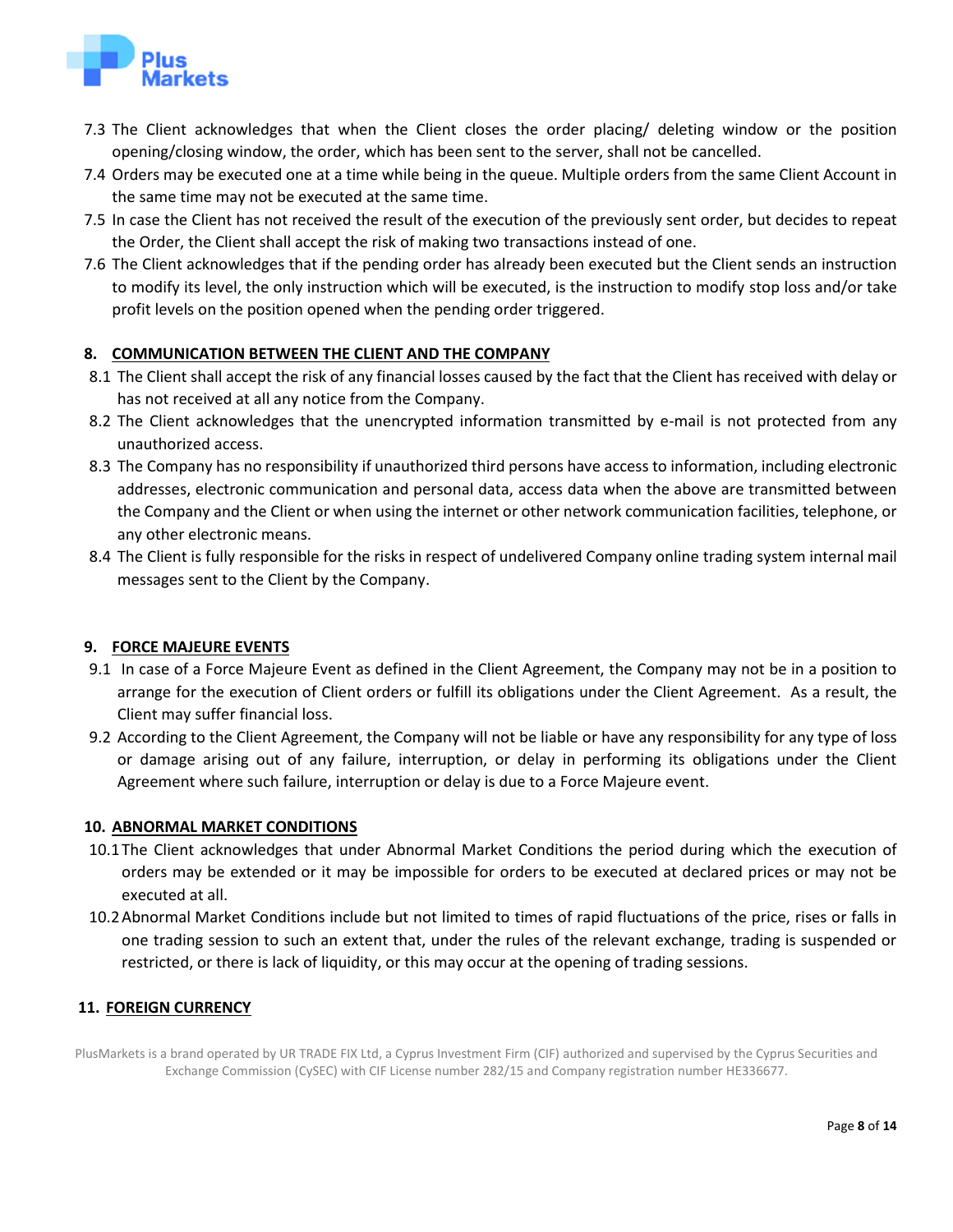7.3 The Client acknowledges that when the Client closes the order placing/ deleting window or the position opening/closing window, the order, which has been sent to the server, shall not be cancelled.

7.4 Orders may be executed one at a time while being in the queue. Multiple orders from the same Client Account in the same time may not be executed at the same time.

7.5 In case the Client has not received the result of the execution of the previously sent order, but decides to repeat the Order, the Client shall accept the risk of making two transactions instead of one.

7.6 The Client acknowledges that if the pending order has already been executed but the Client sends an instruction to modify its level, the only instruction which will be executed, is the instruction to modify stop loss and/or take profit levels on the position opened when the pending order triggered.

## 8. COMMUNICATION BETWEEN THE CLIENT AND THE COMPANY

8.1 The Client shall accept the risk of any financial losses caused by the fact that the Client has received with delay or has not received at all any notice from the Company.

8.2 The Client acknowledges that the unencrypted information transmitted by e-mail is not protected from any unauthorized access.

8.3 The Company has no responsibility if unauthorized third persons have access to information, including electronic addresses, electronic communication and personal data, access data when the above are transmitted between the Company and the Client or when using the internet or other network communication facilities, telephone, or any other electronic means.

8.4 The Client is fully responsible for the risks in respect of undelivered Company online trading system internal mail messages sent to the Client by the Company.

## 9. FORCE MAJEURE EVENTS

9.1 In case of a Force Majeure Event as defined in the Client Agreement, the Company may not be in a position to arrange for the execution of Client orders or fulfill its obligations under the Client Agreement. As a result, the Client may suffer financial loss.

9.2 According to the Client Agreement, the Company will not be liable or have any responsibility for any type of loss or damage arising out of any failure, interruption, or delay in performing its obligations under the Client Agreement where such failure, interruption or delay is due to a Force Majeure event.

## 10. ABNORMAL MARKET CONDITIONS

10.1 The Client acknowledges that under Abnormal Market Conditions the period during which the execution of orders may be extended or it may be impossible for orders to be executed at declared prices or may not be executed at all.

10.2 Abnormal Market Conditions include but not limited to times of rapid fluctuations of the price, rises or falls in one trading session to such an extent that, under the rules of the relevant exchange, trading is suspended or restricted, or there is lack of liquidity, or this may occur at the opening of trading sessions.

## 11. FOREIGN CURRENCY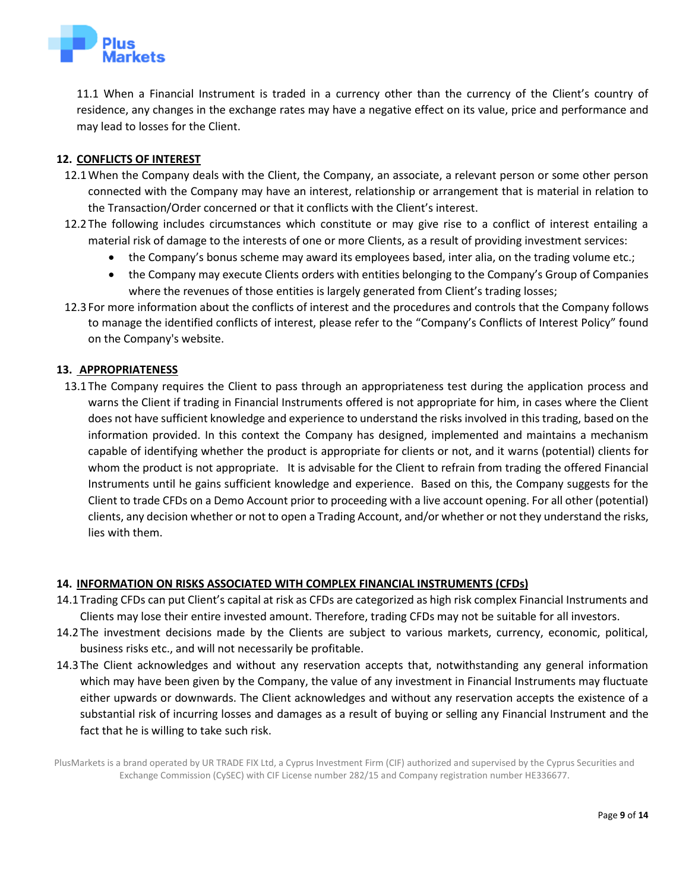11.1 When a Financial Instrument is traded in a currency other than the currency of the Client's country of residence, any changes in the exchange rates may have a negative effect on its value, price and performance and may lead to losses for the Client.

## 12. CONFLICTS OF INTEREST

12.1 When the Company deals with the Client, the Company, an associate, a relevant person or some other person connected with the Company may have an interest, relationship or arrangement that is material in relation to the Transaction/Order concerned or that it conflicts with the Client's interest.

12.2 The following includes circumstances which constitute or may give rise to a conflict of interest entailing a material risk of damage to the interests of one or more Clients, as a result of providing investment services:

- the Company's bonus scheme may award its employees based, inter alia, on the trading volume etc.;
- the Company may execute Clients orders with entities belonging to the Company's Group of Companies where the revenues of those entities is largely generated from Client's trading losses;

12.3 For more information about the conflicts of interest and the procedures and controls that the Company follows to manage the identified conflicts of interest, please refer to the "Company's Conflicts of Interest Policy" found on the Company's website.

## 13. APPROPRIATENESS

13.1 The Company requires the Client to pass through an appropriateness test during the application process and warns the Client if trading in Financial Instruments offered is not appropriate for him, in cases where the Client does not have sufficient knowledge and experience to understand the risks involved in this trading, based on the information provided. In this context the Company has designed, implemented and maintains a mechanism capable of identifying whether the product is appropriate for clients or not, and it warns (potential) clients for whom the product is not appropriate. It is advisable for the Client to refrain from trading the offered Financial Instruments until he gains sufficient knowledge and experience. Based on this, the Company suggests for the Client to trade CFDs on a Demo Account prior to proceeding with a live account opening. For all other (potential) clients, any decision whether or not to open a Trading Account, and/or whether or not they understand the risks, lies with them.

## 14. INFORMATION ON RISKS ASSOCIATED WITH COMPLEX FINANCIAL INSTRUMENTS (CFDs)

14.1 Trading CFDs can put Client's capital at risk as CFDs are categorized as high risk complex Financial Instruments and Clients may lose their entire invested amount. Therefore, trading CFDs may not be suitable for all investors.

14.2 The investment decisions made by the Clients are subject to various markets, currency, economic, political, business risks etc., and will not necessarily be profitable.

14.3 The Client acknowledges and without any reservation accepts that, notwithstanding any general information which may have been given by the Company, the value of any investment in Financial Instruments may fluctuate either upwards or downwards. The Client acknowledges and without any reservation accepts the existence of a substantial risk of incurring losses and damages as a result of buying or selling any Financial Instrument and the fact that he is willing to take such risk.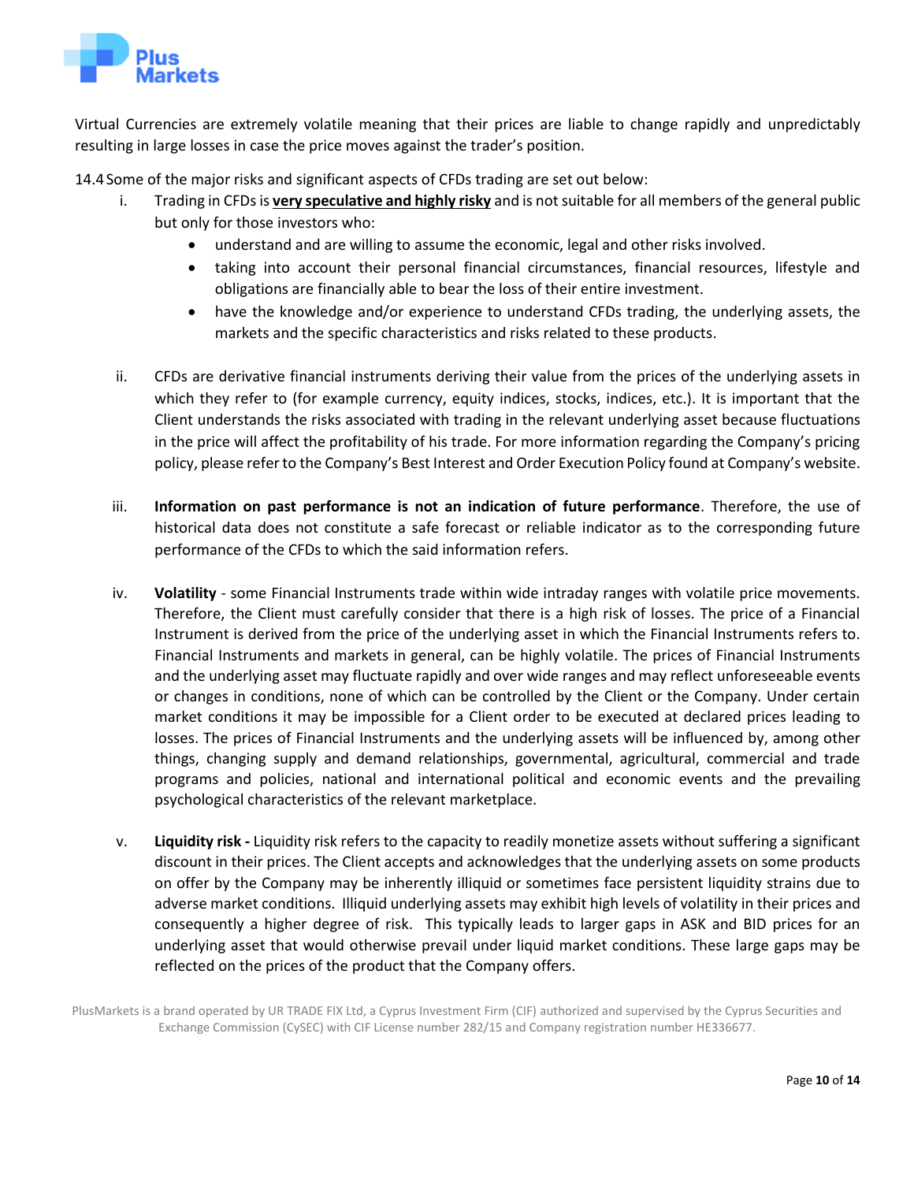Virtual Currencies are extremely volatile meaning that their prices are liable to change rapidly and unpredictably resulting in large losses in case the price moves against the trader's position.

14.4 Some of the major risks and significant aspects of CFDs trading are set out below:

i. Trading in CFDs is **very speculative and highly risky** and is not suitable for all members of the general public but only for those investors who:
   - understand and are willing to assume the economic, legal and other risks involved.
   - taking into account their personal financial circumstances, financial resources, lifestyle and obligations are financially able to bear the loss of their entire investment.
   - have the knowledge and/or experience to understand CFDs trading, the underlying assets, the markets and the specific characteristics and risks related to these products.

ii. CFDs are derivative financial instruments deriving their value from the prices of the underlying assets in which they refer to (for example currency, equity indices, stocks, indices, etc.). It is important that the Client understands the risks associated with trading in the relevant underlying asset because fluctuations in the price will affect the profitability of his trade. For more information regarding the Company's pricing policy, please refer to the Company's Best Interest and Order Execution Policy found at Company's website.

iii. **Information on past performance is not an indication of future performance**. Therefore, the use of historical data does not constitute a safe forecast or reliable indicator as to the corresponding future performance of the CFDs to which the said information refers.

iv. **Volatility** - some Financial Instruments trade within wide intraday ranges with volatile price movements. Therefore, the Client must carefully consider that there is a high risk of losses. The price of a Financial Instrument is derived from the price of the underlying asset in which the Financial Instruments refers to. Financial Instruments and markets in general, can be highly volatile. The prices of Financial Instruments and the underlying asset may fluctuate rapidly and over wide ranges and may reflect unforeseeable events or changes in conditions, none of which can be controlled by the Client or the Company. Under certain market conditions it may be impossible for a Client order to be executed at declared prices leading to losses. The prices of Financial Instruments and the underlying assets will be influenced by, among other things, changing supply and demand relationships, governmental, agricultural, commercial and trade programs and policies, national and international political and economic events and the prevailing psychological characteristics of the relevant marketplace.

v. **Liquidity risk -** Liquidity risk refers to the capacity to readily monetize assets without suffering a significant discount in their prices. The Client accepts and acknowledges that the underlying assets on some products on offer by the Company may be inherently illiquid or sometimes face persistent liquidity strains due to adverse market conditions. Illiquid underlying assets may exhibit high levels of volatility in their prices and consequently a higher degree of risk. This typically leads to larger gaps in ASK and BID prices for an underlying asset that would otherwise prevail under liquid market conditions. These large gaps may be reflected on the prices of the product that the Company offers.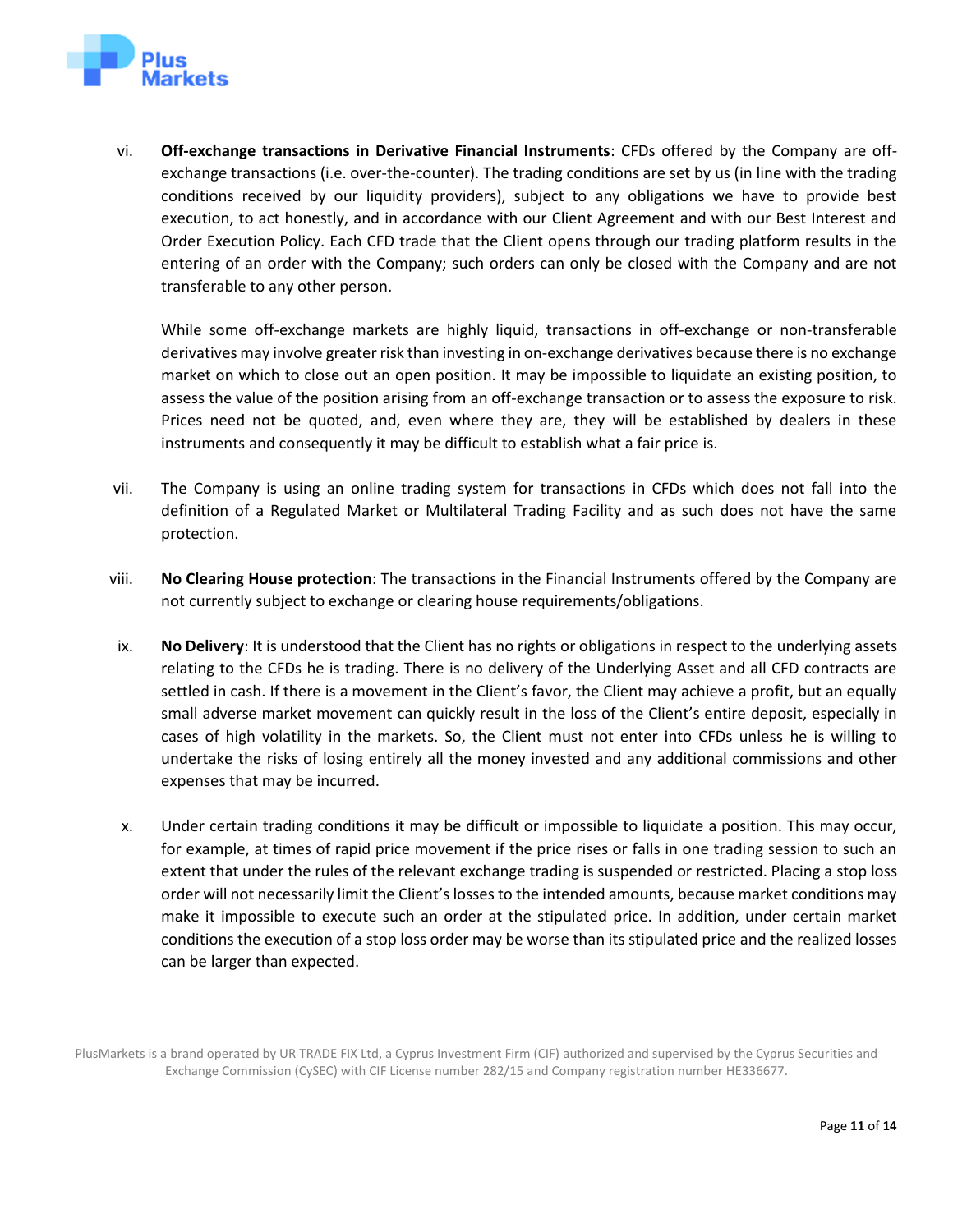vi. **Off-exchange transactions in Derivative Financial Instruments**: CFDs offered by the Company are off-exchange transactions (i.e. over-the-counter). The trading conditions are set by us (in line with the trading conditions received by our liquidity providers), subject to any obligations we have to provide best execution, to act honestly, and in accordance with our Client Agreement and with our Best Interest and Order Execution Policy. Each CFD trade that the Client opens through our trading platform results in the entering of an order with the Company; such orders can only be closed with the Company and are not transferable to any other person.

   While some off-exchange markets are highly liquid, transactions in off-exchange or non-transferable derivatives may involve greater risk than investing in on-exchange derivatives because there is no exchange market on which to close out an open position. It may be impossible to liquidate an existing position, to assess the value of the position arising from an off-exchange transaction or to assess the exposure to risk. Prices need not be quoted, and, even where they are, they will be established by dealers in these instruments and consequently it may be difficult to establish what a fair price is.

vii. The Company is using an online trading system for transactions in CFDs which does not fall into the definition of a Regulated Market or Multilateral Trading Facility and as such does not have the same protection.

viii. **No Clearing House protection**: The transactions in the Financial Instruments offered by the Company are not currently subject to exchange or clearing house requirements/obligations.

ix. **No Delivery**: It is understood that the Client has no rights or obligations in respect to the underlying assets relating to the CFDs he is trading. There is no delivery of the Underlying Asset and all CFD contracts are settled in cash. If there is a movement in the Client's favor, the Client may achieve a profit, but an equally small adverse market movement can quickly result in the loss of the Client's entire deposit, especially in cases of high volatility in the markets. So, the Client must not enter into CFDs unless he is willing to undertake the risks of losing entirely all the money invested and any additional commissions and other expenses that may be incurred.

x. Under certain trading conditions it may be difficult or impossible to liquidate a position. This may occur, for example, at times of rapid price movement if the price rises or falls in one trading session to such an extent that under the rules of the relevant exchange trading is suspended or restricted. Placing a stop loss order will not necessarily limit the Client's losses to the intended amounts, because market conditions may make it impossible to execute such an order at the stipulated price. In addition, under certain market conditions the execution of a stop loss order may be worse than its stipulated price and the realized losses can be larger than expected.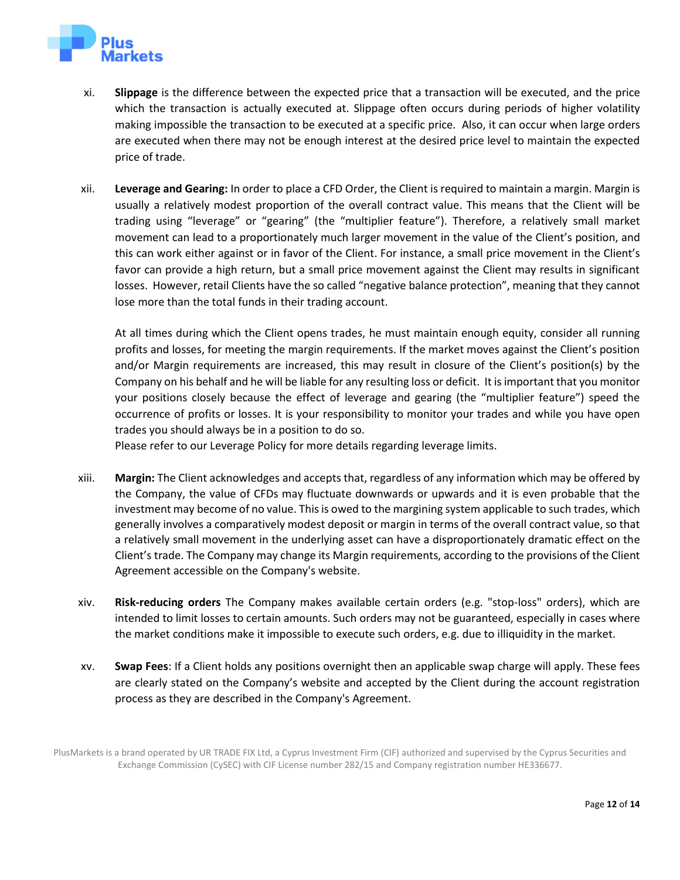xi. **Slippage** is the difference between the expected price that a transaction will be executed, and the price which the transaction is actually executed at. Slippage often occurs during periods of higher volatility making impossible the transaction to be executed at a specific price. Also, it can occur when large orders are executed when there may not be enough interest at the desired price level to maintain the expected price of trade.

xii. **Leverage and Gearing:** In order to place a CFD Order, the Client is required to maintain a margin. Margin is usually a relatively modest proportion of the overall contract value. This means that the Client will be trading using "leverage" or "gearing" (the "multiplier feature"). Therefore, a relatively small market movement can lead to a proportionately much larger movement in the value of the Client's position, and this can work either against or in favor of the Client. For instance, a small price movement in the Client's favor can provide a high return, but a small price movement against the Client may results in significant losses. However, retail Clients have the so called "negative balance protection", meaning that they cannot lose more than the total funds in their trading account.

    At all times during which the Client opens trades, he must maintain enough equity, consider all running profits and losses, for meeting the margin requirements. If the market moves against the Client's position and/or Margin requirements are increased, this may result in closure of the Client's position(s) by the Company on his behalf and he will be liable for any resulting loss or deficit. It is important that you monitor your positions closely because the effect of leverage and gearing (the "multiplier feature") speed the occurrence of profits or losses. It is your responsibility to monitor your trades and while you have open trades you should always be in a position to do so.
    Please refer to our Leverage Policy for more details regarding leverage limits.

xiii. **Margin:** The Client acknowledges and accepts that, regardless of any information which may be offered by the Company, the value of CFDs may fluctuate downwards or upwards and it is even probable that the investment may become of no value. This is owed to the margining system applicable to such trades, which generally involves a comparatively modest deposit or margin in terms of the overall contract value, so that a relatively small movement in the underlying asset can have a disproportionately dramatic effect on the Client's trade. The Company may change its Margin requirements, according to the provisions of the Client Agreement accessible on the Company's website.

xiv. **Risk-reducing orders** The Company makes available certain orders (e.g. "stop-loss" orders), which are intended to limit losses to certain amounts. Such orders may not be guaranteed, especially in cases where the market conditions make it impossible to execute such orders, e.g. due to illiquidity in the market.

xv. **Swap Fees**: If a Client holds any positions overnight then an applicable swap charge will apply. These fees are clearly stated on the Company's website and accepted by the Client during the account registration process as they are described in the Company's Agreement.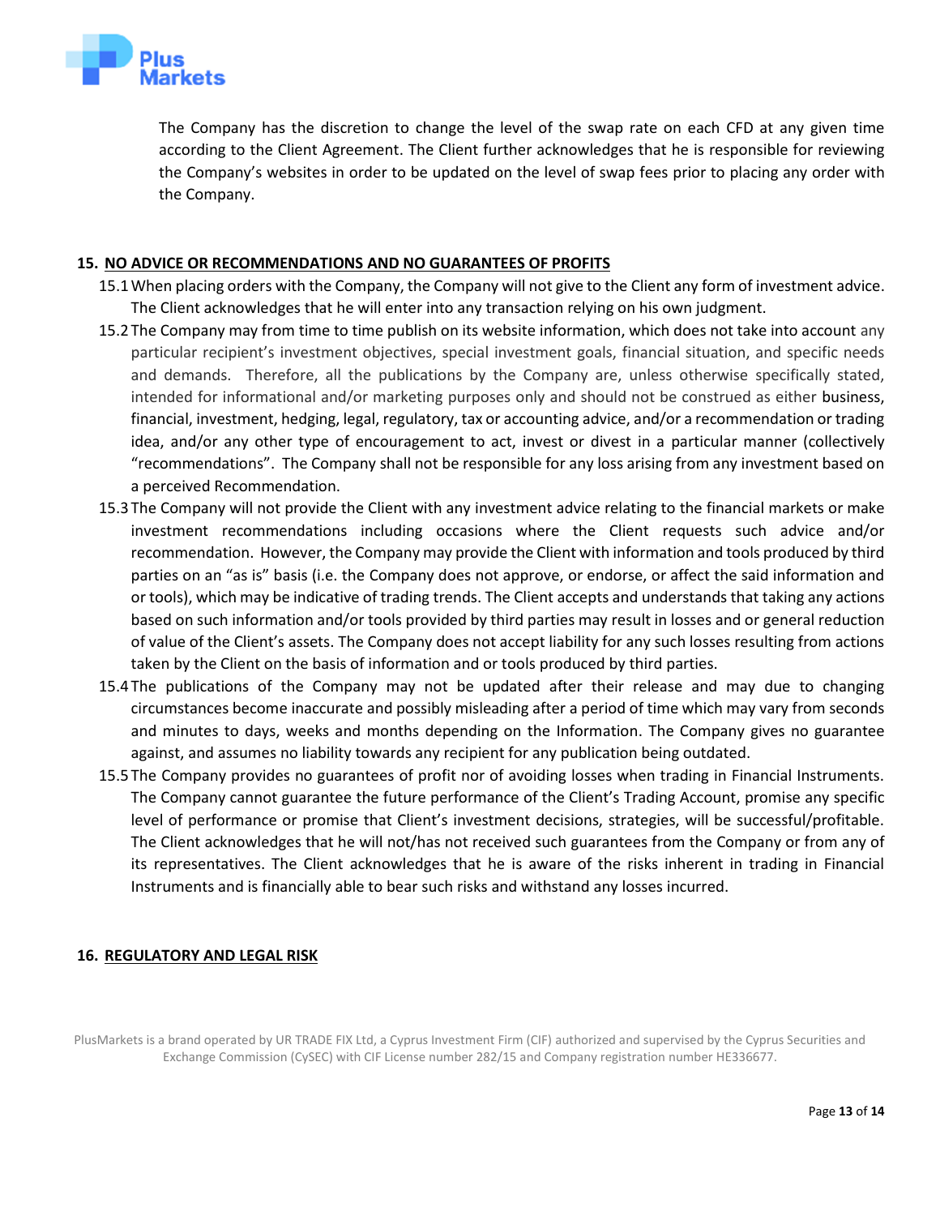The Company has the discretion to change the level of the swap rate on each CFD at any given time according to the Client Agreement. The Client further acknowledges that he is responsible for reviewing the Company's websites in order to be updated on the level of swap fees prior to placing any order with the Company.

## 15. NO ADVICE OR RECOMMENDATIONS AND NO GUARANTEES OF PROFITS

15.1 When placing orders with the Company, the Company will not give to the Client any form of investment advice. The Client acknowledges that he will enter into any transaction relying on his own judgment.

15.2 The Company may from time to time publish on its website information, which does not take into account any particular recipient's investment objectives, special investment goals, financial situation, and specific needs and demands. Therefore, all the publications by the Company are, unless otherwise specifically stated, intended for informational and/or marketing purposes only and should not be construed as either business, financial, investment, hedging, legal, regulatory, tax or accounting advice, and/or a recommendation or trading idea, and/or any other type of encouragement to act, invest or divest in a particular manner (collectively "recommendations". The Company shall not be responsible for any loss arising from any investment based on a perceived Recommendation.

15.3 The Company will not provide the Client with any investment advice relating to the financial markets or make investment recommendations including occasions where the Client requests such advice and/or recommendation. However, the Company may provide the Client with information and tools produced by third parties on an "as is" basis (i.e. the Company does not approve, or endorse, or affect the said information and or tools), which may be indicative of trading trends. The Client accepts and understands that taking any actions based on such information and/or tools provided by third parties may result in losses and or general reduction of value of the Client's assets. The Company does not accept liability for any such losses resulting from actions taken by the Client on the basis of information and or tools produced by third parties.

15.4 The publications of the Company may not be updated after their release and may due to changing circumstances become inaccurate and possibly misleading after a period of time which may vary from seconds and minutes to days, weeks and months depending on the Information. The Company gives no guarantee against, and assumes no liability towards any recipient for any publication being outdated.

15.5 The Company provides no guarantees of profit nor of avoiding losses when trading in Financial Instruments. The Company cannot guarantee the future performance of the Client's Trading Account, promise any specific level of performance or promise that Client's investment decisions, strategies, will be successful/profitable. The Client acknowledges that he will not/has not received such guarantees from the Company or from any of its representatives. The Client acknowledges that he is aware of the risks inherent in trading in Financial Instruments and is financially able to bear such risks and withstand any losses incurred.

## 16. REGULATORY AND LEGAL RISK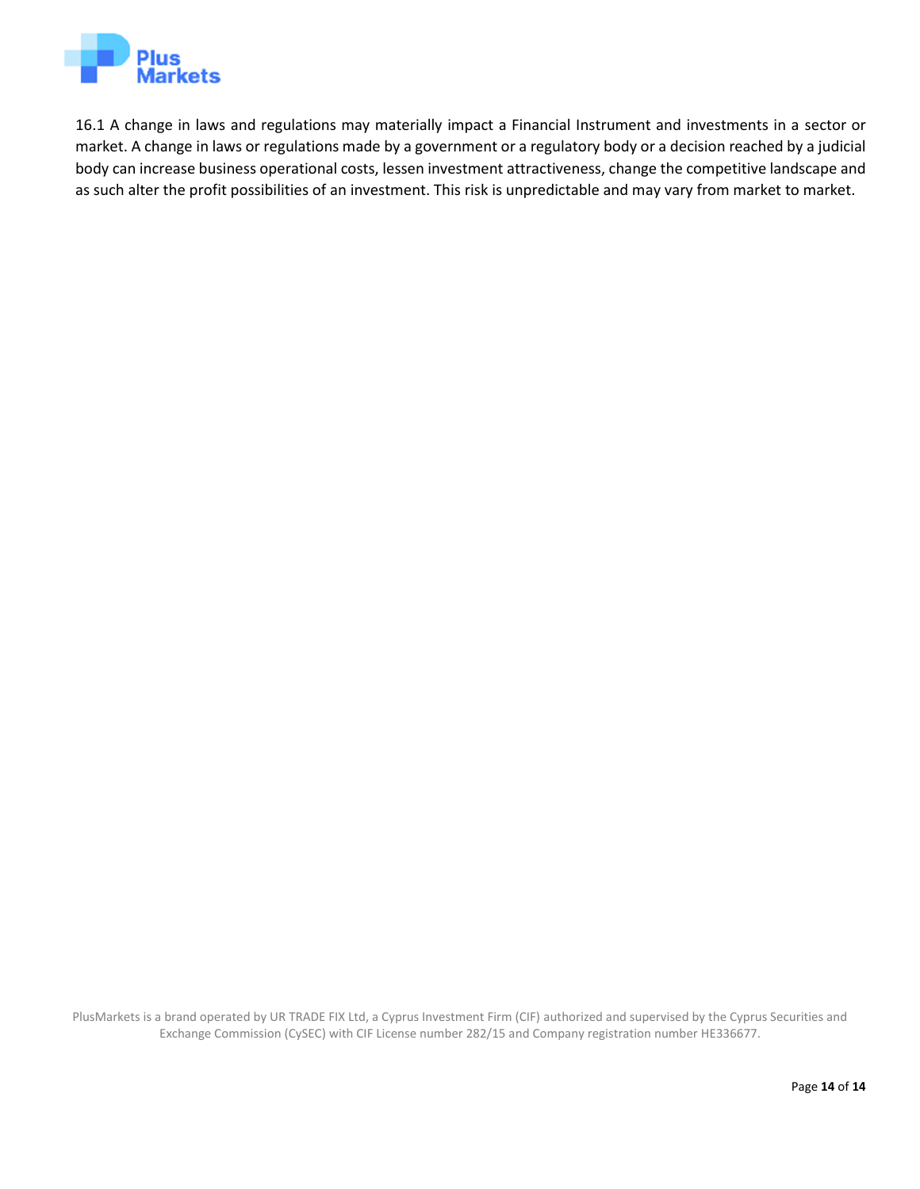16.1 A change in laws and regulations may materially impact a Financial Instrument and investments in a sector or market. A change in laws or regulations made by a government or a regulatory body or a decision reached by a judicial body can increase business operational costs, lessen investment attractiveness, change the competitive landscape and as such alter the profit possibilities of an investment. This risk is unpredictable and may vary from market to market.